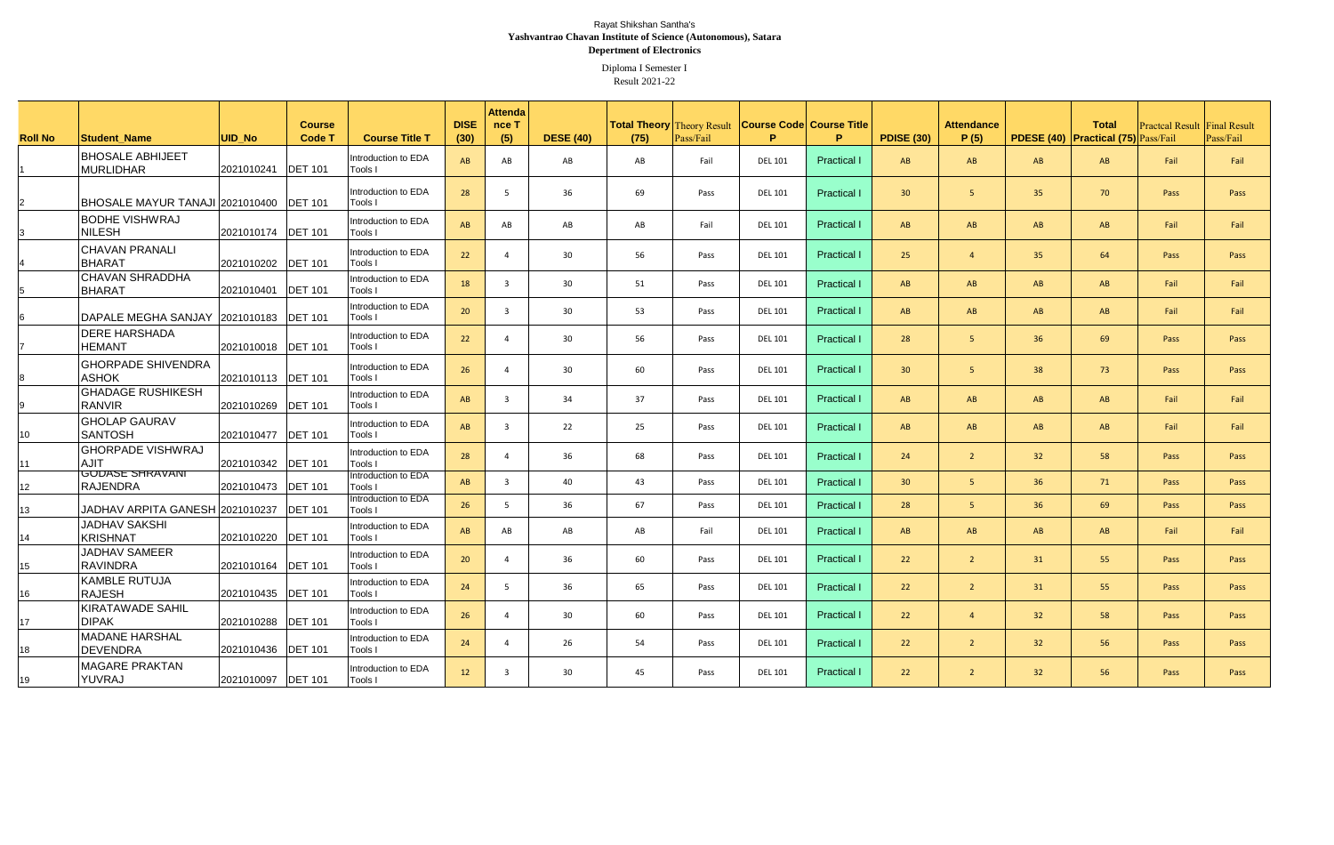Rayat Shikshan Santha's

**Yashvantrao Chavan Institute of Science (Autonomous), Satara**

**Depertment of Electronics**

Diploma I Semester I

Result 2021-22

| Roll No | Student_Name | UID_No | Course Code T | Course Title T | DISE (30) | Attendance T (5) | DESE (40) | Total Theory (75) | Theory Result Pass/Fail | Course Code P | Course Title P | PDISE (30) | Attendance P (5) | PDESE (40) | Total Practical (75) | Practcal Result Pass/Fail | Final Result Pass/Fail |
|---|---|---|---|---|---|---|---|---|---|---|---|---|---|---|---|---|---|
| 1 | BHOSALE ABHIJEET MURLIDHAR | 2021010241 | DET 101 | Introduction to EDA Tools I | AB | AB | AB | AB | Fail | DEL 101 | Practical I | AB | AB | AB | AB | Fail | Fail |
| 2 | BHOSALE MAYUR TANAJI | 2021010400 | DET 101 | Introduction to EDA Tools I | 28 | 5 | 36 | 69 | Pass | DEL 101 | Practical I | 30 | 5 | 35 | 70 | Pass | Pass |
| 3 | BODHE VISHWRAJ NILESH | 2021010174 | DET 101 | Introduction to EDA Tools I | AB | AB | AB | AB | Fail | DEL 101 | Practical I | AB | AB | AB | AB | Fail | Fail |
| 4 | CHAVAN PRANALI BHARAT | 2021010202 | DET 101 | Introduction to EDA Tools I | 22 | 4 | 30 | 56 | Pass | DEL 101 | Practical I | 25 | 4 | 35 | 64 | Pass | Pass |
| 5 | CHAVAN SHRADDHA BHARAT | 2021010401 | DET 101 | Introduction to EDA Tools I | 18 | 3 | 30 | 51 | Pass | DEL 101 | Practical I | AB | AB | AB | AB | Fail | Fail |
| 6 | DAPALE MEGHA SANJAY | 2021010183 | DET 101 | Introduction to EDA Tools I | 20 | 3 | 30 | 53 | Pass | DEL 101 | Practical I | AB | AB | AB | AB | Fail | Fail |
| 7 | DERE HARSHADA HEMANT | 2021010018 | DET 101 | Introduction to EDA Tools I | 22 | 4 | 30 | 56 | Pass | DEL 101 | Practical I | 28 | 5 | 36 | 69 | Pass | Pass |
| 8 | GHORPADE SHIVENDRA ASHOK | 2021010113 | DET 101 | Introduction to EDA Tools I | 26 | 4 | 30 | 60 | Pass | DEL 101 | Practical I | 30 | 5 | 38 | 73 | Pass | Pass |
| 9 | GHADAGE RUSHIKESH RANVIR | 2021010269 | DET 101 | Introduction to EDA Tools I | AB | 3 | 34 | 37 | Pass | DEL 101 | Practical I | AB | AB | AB | AB | Fail | Fail |
| 10 | GHOLAP GAURAV SANTOSH | 2021010477 | DET 101 | Introduction to EDA Tools I | AB | 3 | 22 | 25 | Pass | DEL 101 | Practical I | AB | AB | AB | AB | Fail | Fail |
| 11 | GHORPADE VISHWRAJ AJIT | 2021010342 | DET 101 | Introduction to EDA Tools I | 28 | 4 | 36 | 68 | Pass | DEL 101 | Practical I | 24 | 2 | 32 | 58 | Pass | Pass |
| 12 | GODASE SHRAVANI RAJENDRA | 2021010473 | DET 101 | Introduction to EDA Tools I | AB | 3 | 40 | 43 | Pass | DEL 101 | Practical I | 30 | 5 | 36 | 71 | Pass | Pass |
| 13 | JADHAV ARPITA GANESH | 2021010237 | DET 101 | Introduction to EDA Tools I | 26 | 5 | 36 | 67 | Pass | DEL 101 | Practical I | 28 | 5 | 36 | 69 | Pass | Pass |
| 14 | JADHAV SAKSHI KRISHNAT | 2021010220 | DET 101 | Introduction to EDA Tools I | AB | AB | AB | AB | Fail | DEL 101 | Practical I | AB | AB | AB | AB | Fail | Fail |
| 15 | JADHAV SAMEER RAVINDRA | 2021010164 | DET 101 | Introduction to EDA Tools I | 20 | 4 | 36 | 60 | Pass | DEL 101 | Practical I | 22 | 2 | 31 | 55 | Pass | Pass |
| 16 | KAMBLE RUTUJA RAJESH | 2021010435 | DET 101 | Introduction to EDA Tools I | 24 | 5 | 36 | 65 | Pass | DEL 101 | Practical I | 22 | 2 | 31 | 55 | Pass | Pass |
| 17 | KIRATAWADE SAHIL DIPAK | 2021010288 | DET 101 | Introduction to EDA Tools I | 26 | 4 | 30 | 60 | Pass | DEL 101 | Practical I | 22 | 4 | 32 | 58 | Pass | Pass |
| 18 | MADANE HARSHAL DEVENDRA | 2021010436 | DET 101 | Introduction to EDA Tools I | 24 | 4 | 26 | 54 | Pass | DEL 101 | Practical I | 22 | 2 | 32 | 56 | Pass | Pass |
| 19 | MAGARE PRAKTAN YUVRAJ | 2021010097 | DET 101 | Introduction to EDA Tools I | 12 | 3 | 30 | 45 | Pass | DEL 101 | Practical I | 22 | 2 | 32 | 56 | Pass | Pass |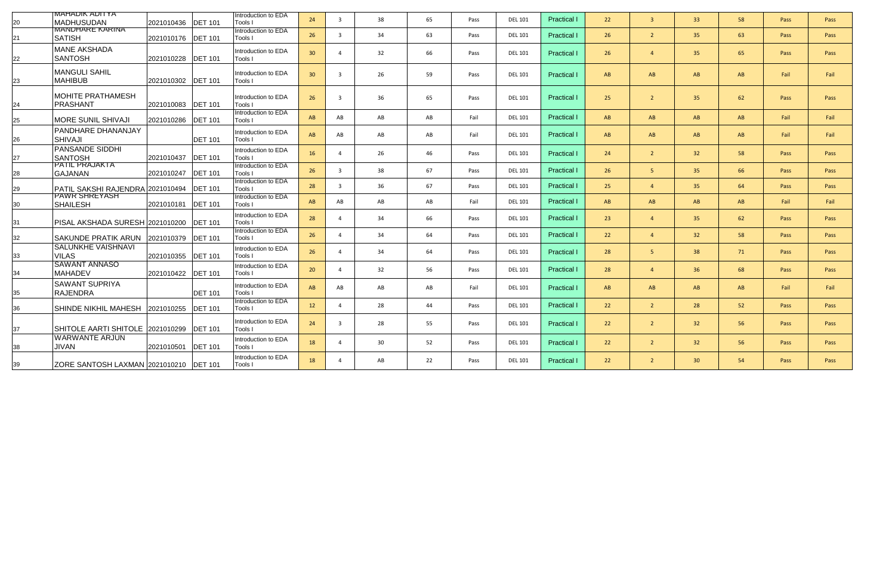| | | | | | | | | | | | | | | | | | |
|---|---|---|---|---|---|---|---|---|---|---|---|---|---|---|---|---|---|
| 20 | MAHADIK ADITYA MADHUSUDAN | 2021010436 | DET 101 | Introduction to EDA Tools I | 24 | 3 | 38 | 65 | Pass | DEL 101 | Practical I | 22 | 3 | 33 | 58 | Pass | Pass |
| 21 | MANDHARE KARINA SATISH | 2021010176 | DET 101 | Introduction to EDA Tools I | 26 | 3 | 34 | 63 | Pass | DEL 101 | Practical I | 26 | 2 | 35 | 63 | Pass | Pass |
| 22 | MANE AKSHADA SANTOSH | 2021010228 | DET 101 | Introduction to EDA Tools I | 30 | 4 | 32 | 66 | Pass | DEL 101 | Practical I | 26 | 4 | 35 | 65 | Pass | Pass |
| 23 | MANGULI SAHIL MAHIBUB | 2021010302 | DET 101 | Introduction to EDA Tools I | 30 | 3 | 26 | 59 | Pass | DEL 101 | Practical I | AB | AB | AB | AB | Fail | Fail |
| 24 | MOHITE PRATHAMESH PRASHANT | 2021010083 | DET 101 | Introduction to EDA Tools I | 26 | 3 | 36 | 65 | Pass | DEL 101 | Practical I | 25 | 2 | 35 | 62 | Pass | Pass |
| 25 | MORE SUNIL SHIVAJI | 2021010286 | DET 101 | Introduction to EDA Tools I | AB | AB | AB | AB | Fail | DEL 101 | Practical I | AB | AB | AB | AB | Fail | Fail |
| 26 | PANDHARE DHANANJAY SHIVAJI | | DET 101 | Introduction to EDA Tools I | AB | AB | AB | AB | Fail | DEL 101 | Practical I | AB | AB | AB | AB | Fail | Fail |
| 27 | PANSANDE SIDDHI SANTOSH | 2021010437 | DET 101 | Introduction to EDA Tools I | 16 | 4 | 26 | 46 | Pass | DEL 101 | Practical I | 24 | 2 | 32 | 58 | Pass | Pass |
| 28 | PATIL PRAJAKTA GAJANAN | 2021010247 | DET 101 | Introduction to EDA Tools I | 26 | 3 | 38 | 67 | Pass | DEL 101 | Practical I | 26 | 5 | 35 | 66 | Pass | Pass |
| 29 | PATIL SAKSHI RAJENDRA | 2021010494 | DET 101 | Introduction to EDA Tools I | 28 | 3 | 36 | 67 | Pass | DEL 101 | Practical I | 25 | 4 | 35 | 64 | Pass | Pass |
| 30 | PAWR SHREYASH SHAILESH | 2021010181 | DET 101 | Introduction to EDA Tools I | AB | AB | AB | AB | Fail | DEL 101 | Practical I | AB | AB | AB | AB | Fail | Fail |
| 31 | PISAL AKSHADA SURESH | 2021010200 | DET 101 | Introduction to EDA Tools I | 28 | 4 | 34 | 66 | Pass | DEL 101 | Practical I | 23 | 4 | 35 | 62 | Pass | Pass |
| 32 | SAKUNDE PRATIK ARUN | 2021010379 | DET 101 | Introduction to EDA Tools I | 26 | 4 | 34 | 64 | Pass | DEL 101 | Practical I | 22 | 4 | 32 | 58 | Pass | Pass |
| 33 | SALUNKHE VAISHNAVI VILAS | 2021010355 | DET 101 | Introduction to EDA Tools I | 26 | 4 | 34 | 64 | Pass | DEL 101 | Practical I | 28 | 5 | 38 | 71 | Pass | Pass |
| 34 | SAWANT ANNASO MAHADEV | 2021010422 | DET 101 | Introduction to EDA Tools I | 20 | 4 | 32 | 56 | Pass | DEL 101 | Practical I | 28 | 4 | 36 | 68 | Pass | Pass |
| 35 | SAWANT SUPRIYA RAJENDRA | | DET 101 | Introduction to EDA Tools I | AB | AB | AB | AB | Fail | DEL 101 | Practical I | AB | AB | AB | AB | Fail | Fail |
| 36 | SHINDE NIKHIL MAHESH | 2021010255 | DET 101 | Introduction to EDA Tools I | 12 | 4 | 28 | 44 | Pass | DEL 101 | Practical I | 22 | 2 | 28 | 52 | Pass | Pass |
| 37 | SHITOLE AARTI SHITOLE | 2021010299 | DET 101 | Introduction to EDA Tools I | 24 | 3 | 28 | 55 | Pass | DEL 101 | Practical I | 22 | 2 | 32 | 56 | Pass | Pass |
| 38 | WARWANTE ARJUN JIVAN | 2021010501 | DET 101 | Introduction to EDA Tools I | 18 | 4 | 30 | 52 | Pass | DEL 101 | Practical I | 22 | 2 | 32 | 56 | Pass | Pass |
| 39 | ZORE SANTOSH LAXMAN | 2021010210 | DET 101 | Introduction to EDA Tools I | 18 | 4 | AB | 22 | Pass | DEL 101 | Practical I | 22 | 2 | 30 | 54 | Pass | Pass |